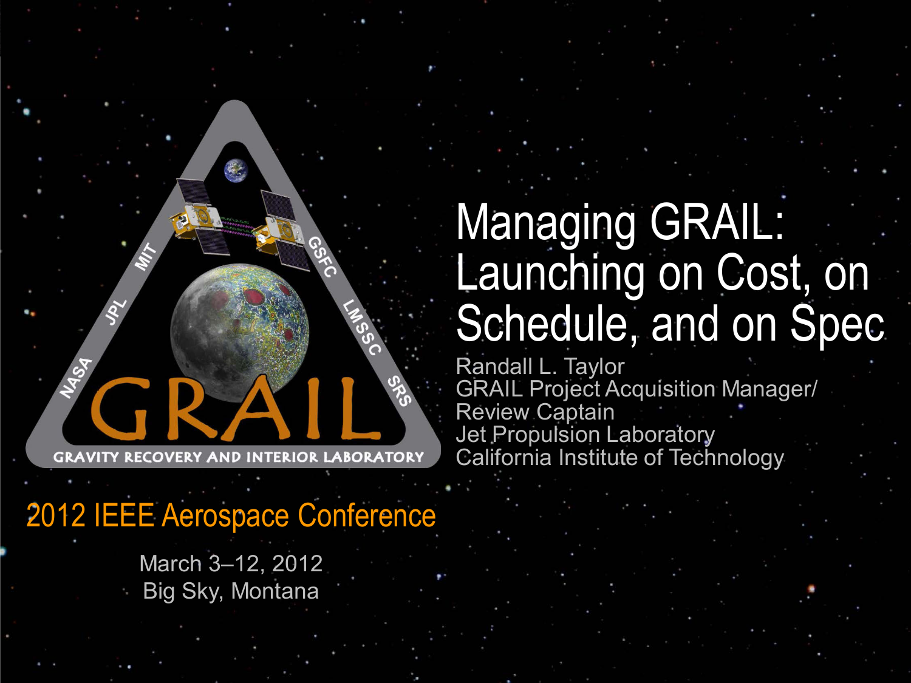# Managing GRAIL: Launching on Cost, on Schedule, and on Spec

Randall L. Taylor
GRAIL Project Acquisition Manager/ Review Captain
Jet Propulsion Laboratory
California Institute of Technology

2012 IEEE Aerospace Conference

March 3–12, 2012
Big Sky, Montana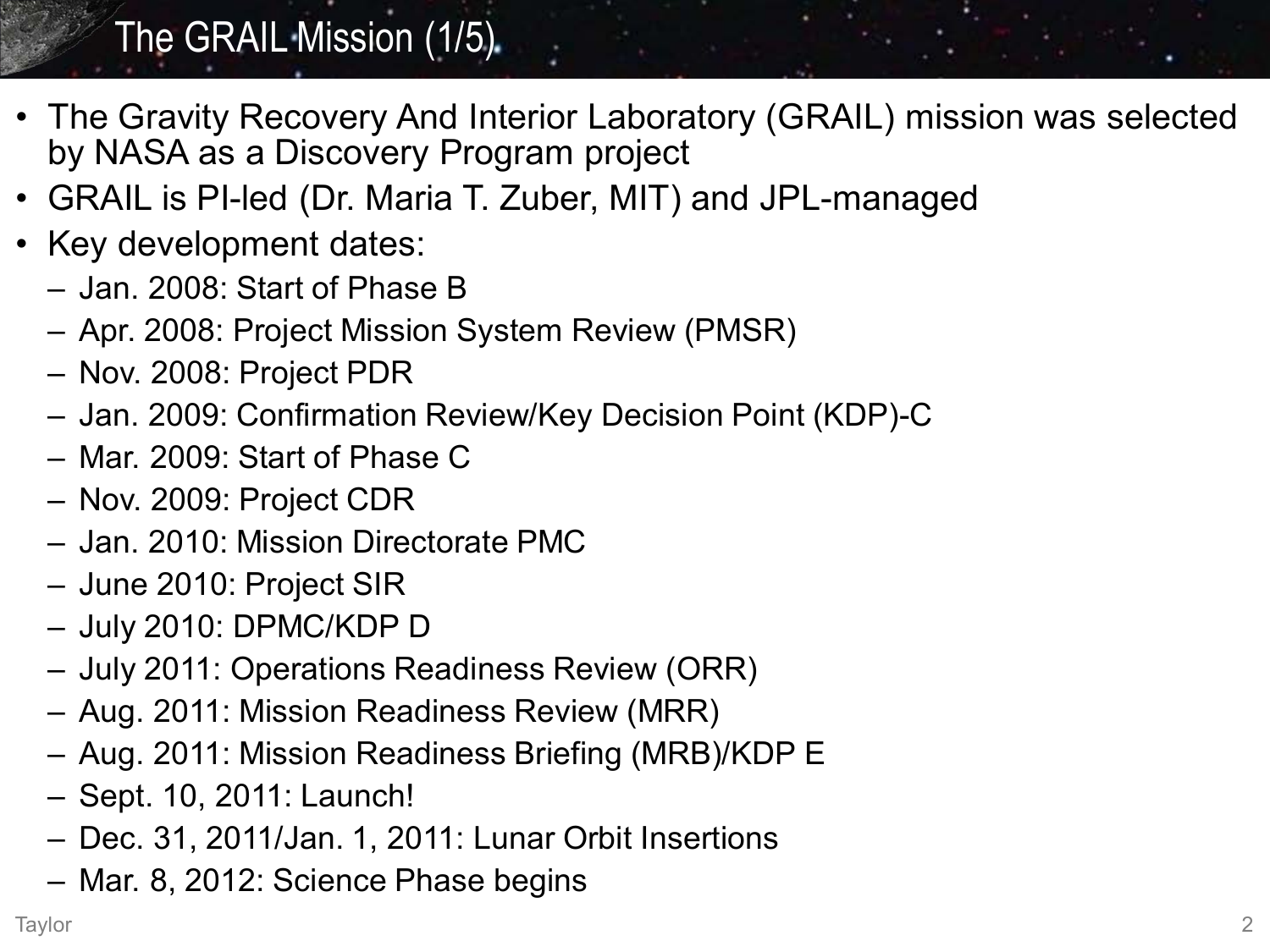# The GRAIL Mission (1/5)

- The Gravity Recovery And Interior Laboratory (GRAIL) mission was selected by NASA as a Discovery Program project
- GRAIL is PI-led (Dr. Maria T. Zuber, MIT) and JPL-managed
- Key development dates:
  - Jan. 2008: Start of Phase B
  - Apr. 2008: Project Mission System Review (PMSR)
  - Nov. 2008: Project PDR
  - Jan. 2009: Confirmation Review/Key Decision Point (KDP)-C
  - Mar. 2009: Start of Phase C
  - Nov. 2009: Project CDR
  - Jan. 2010: Mission Directorate PMC
  - June 2010: Project SIR
  - July 2010: DPMC/KDP D
  - July 2011: Operations Readiness Review (ORR)
  - Aug. 2011: Mission Readiness Review (MRR)
  - Aug. 2011: Mission Readiness Briefing (MRB)/KDP E
  - Sept. 10, 2011: Launch!
  - Dec. 31, 2011/Jan. 1, 2011: Lunar Orbit Insertions
  - Mar. 8, 2012: Science Phase begins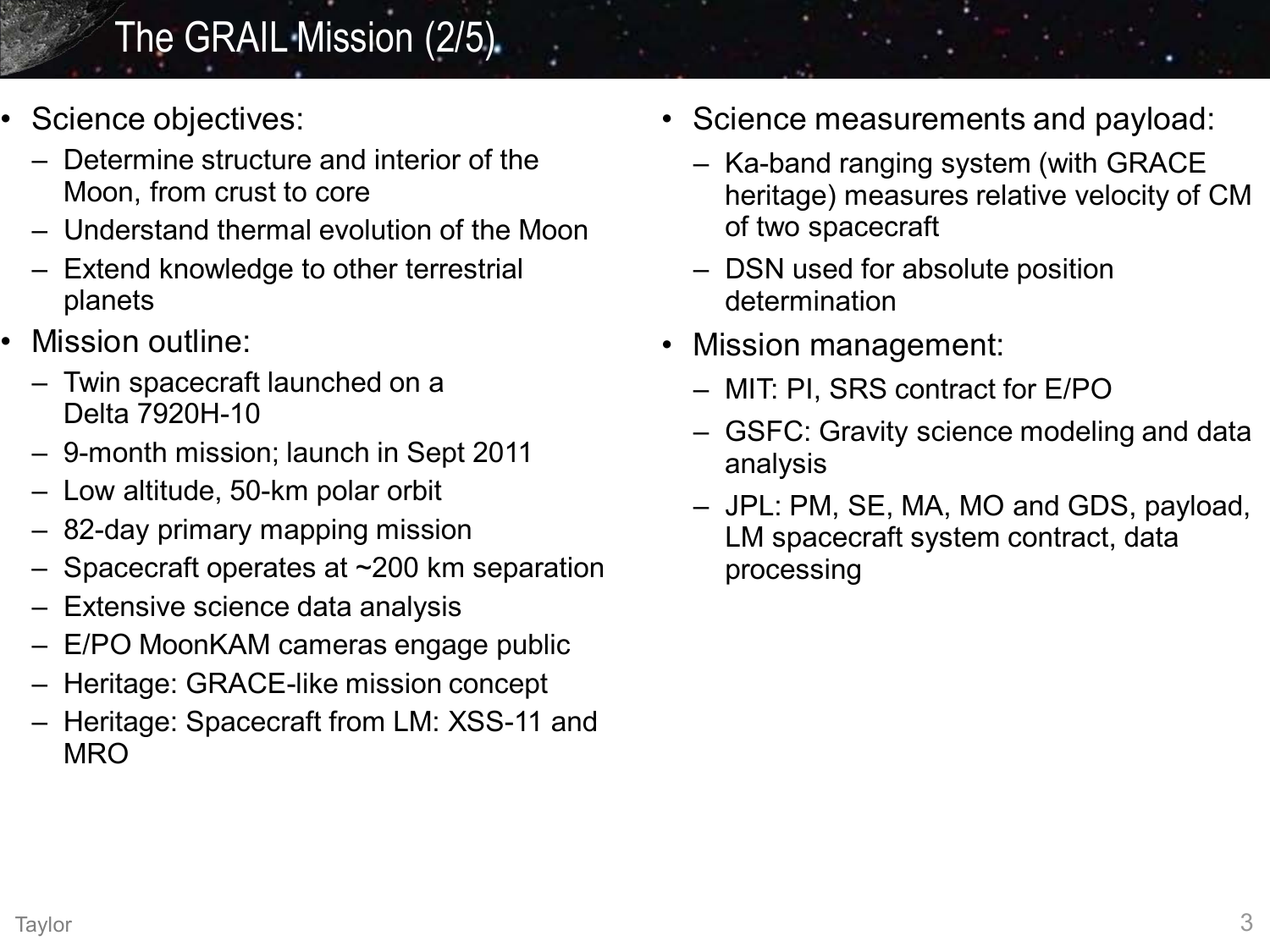# The GRAIL Mission (2/5)

- Science objectives:
  - Determine structure and interior of the Moon, from crust to core
  - Understand thermal evolution of the Moon
  - Extend knowledge to other terrestrial planets
- Mission outline:
  - Twin spacecraft launched on a Delta 7920H-10
  - 9-month mission; launch in Sept 2011
  - Low altitude, 50-km polar orbit
  - 82-day primary mapping mission
  - Spacecraft operates at ~200 km separation
  - Extensive science data analysis
  - E/PO MoonKAM cameras engage public
  - Heritage: GRACE-like mission concept
  - Heritage: Spacecraft from LM: XSS-11 and MRO
- Science measurements and payload:
  - Ka-band ranging system (with GRACE heritage) measures relative velocity of CM of two spacecraft
  - DSN used for absolute position determination
- Mission management:
  - MIT: PI, SRS contract for E/PO
  - GSFC: Gravity science modeling and data analysis
  - JPL: PM, SE, MA, MO and GDS, payload, LM spacecraft system contract, data processing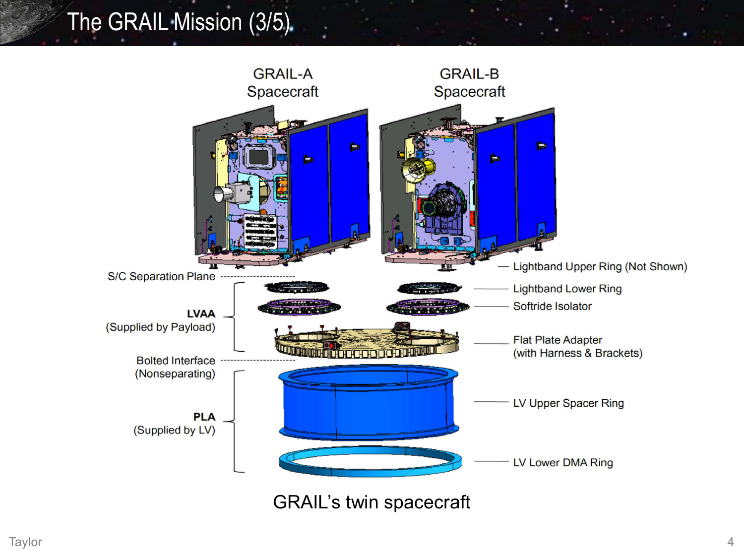# The GRAIL Mission (3/5)

GRAIL-A Spacecraft

GRAIL-B Spacecraft

S/C Separation Plane

**LVAA**
(Supplied by Payload)

Bolted Interface
(Nonseparating)

**PLA**
(Supplied by LV)

Lightband Upper Ring (Not Shown)

Lightband Lower Ring

Softride Isolator

Flat Plate Adapter
(with Harness & Brackets)

LV Upper Spacer Ring

LV Lower DMA Ring

GRAIL's twin spacecraft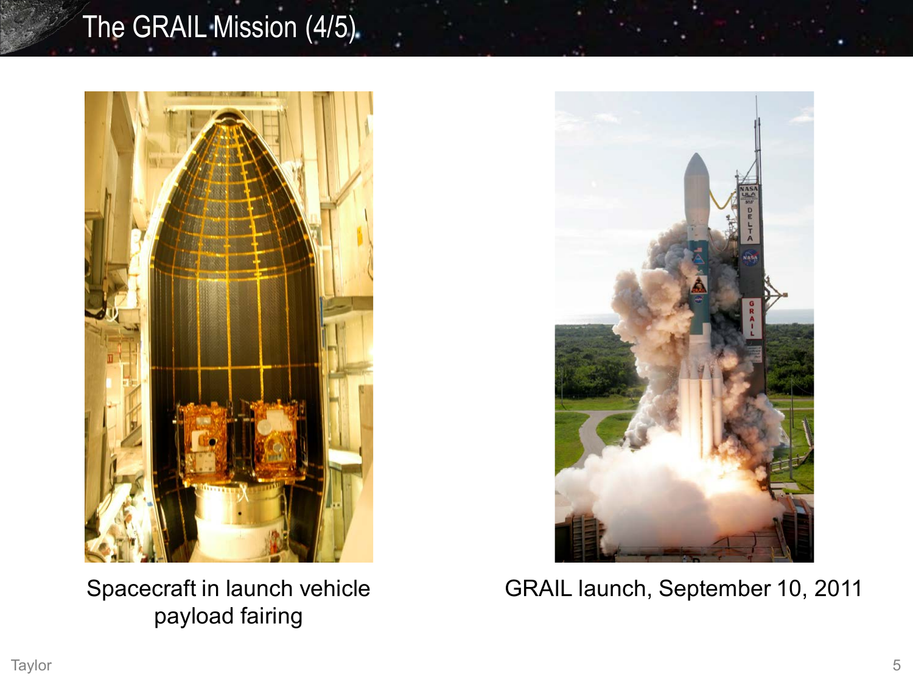# The GRAIL Mission (4/5)

Spacecraft in launch vehicle payload fairing

GRAIL launch, September 10, 2011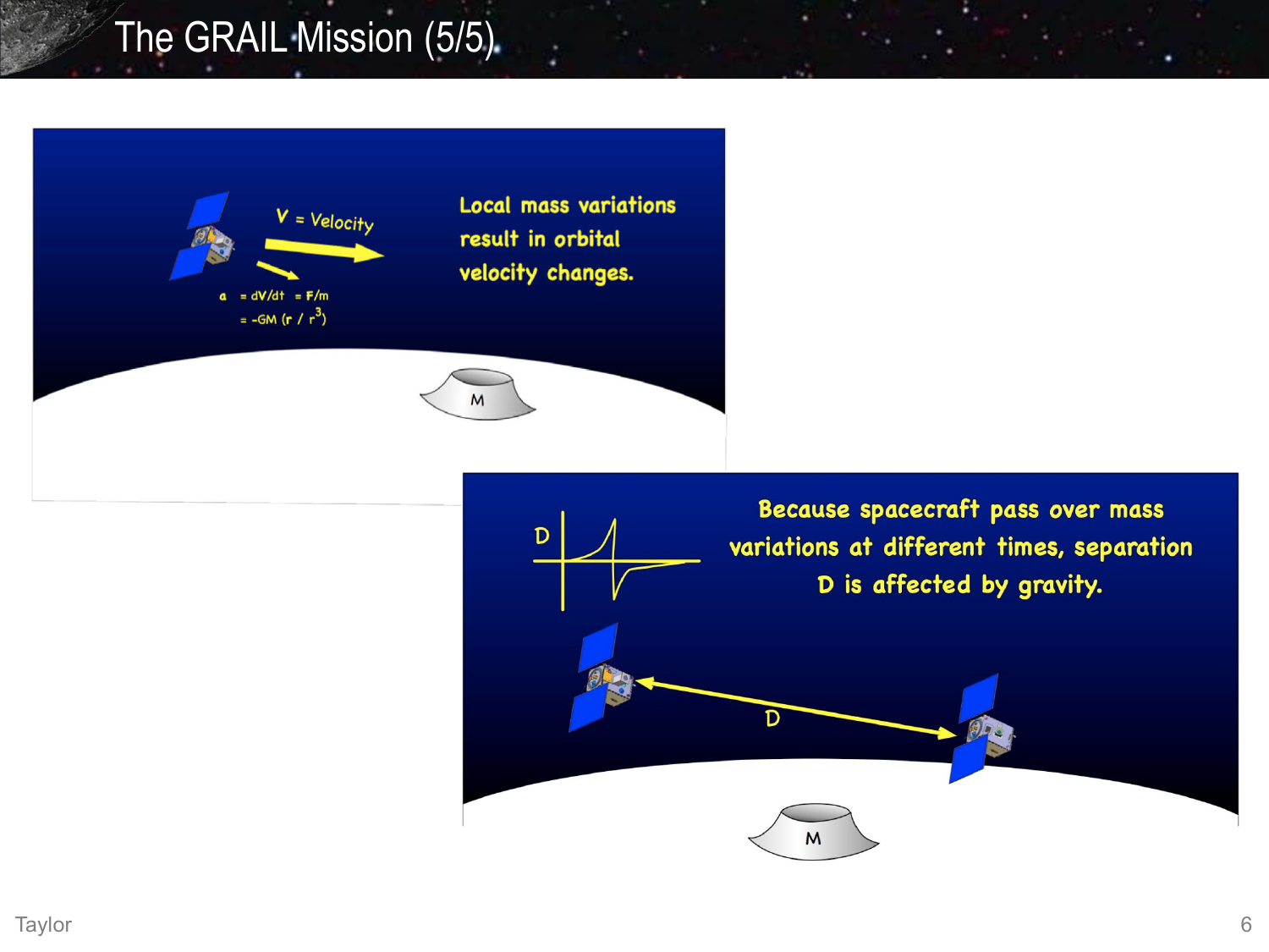# The GRAIL Mission (5/5)

V = Velocity

$a = dV/dt = F/m$

$= -GM (r / r^3)$

Local mass variations result in orbital velocity changes.

M

D

Because spacecraft pass over mass variations at different times, separation D is affected by gravity.

D

M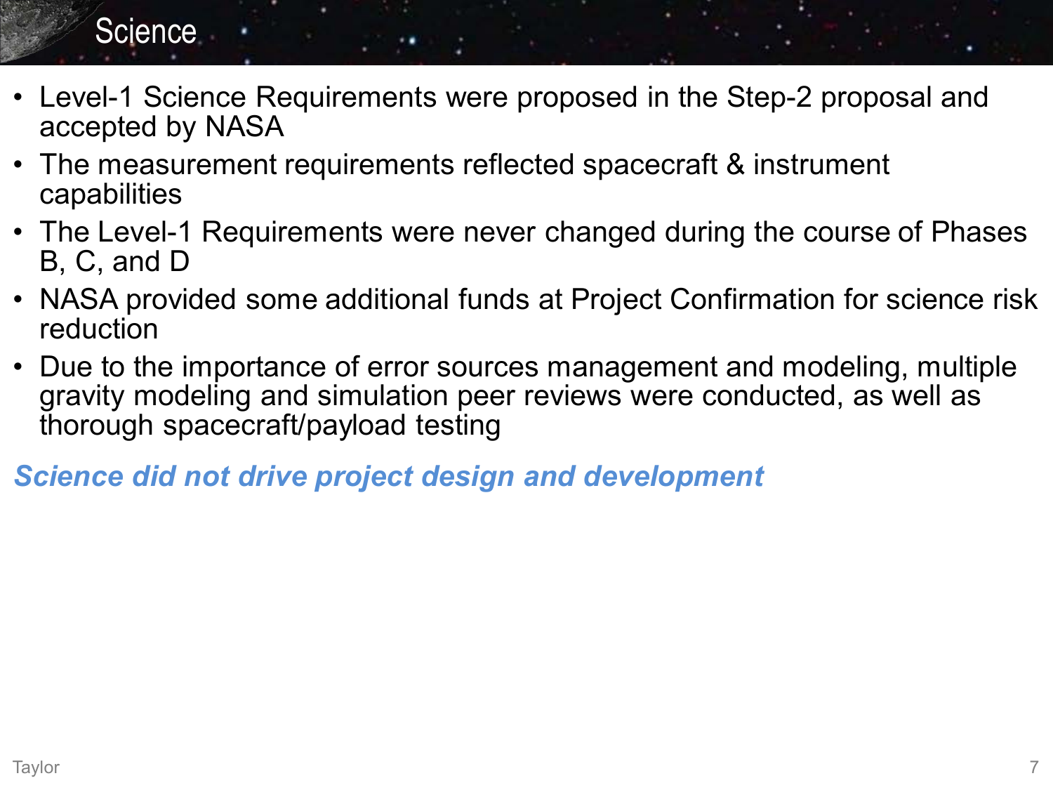# Science

- Level-1 Science Requirements were proposed in the Step-2 proposal and accepted by NASA
- The measurement requirements reflected spacecraft & instrument capabilities
- The Level-1 Requirements were never changed during the course of Phases B, C, and D
- NASA provided some additional funds at Project Confirmation for science risk reduction
- Due to the importance of error sources management and modeling, multiple gravity modeling and simulation peer reviews were conducted, as well as thorough spacecraft/payload testing

***Science did not drive project design and development***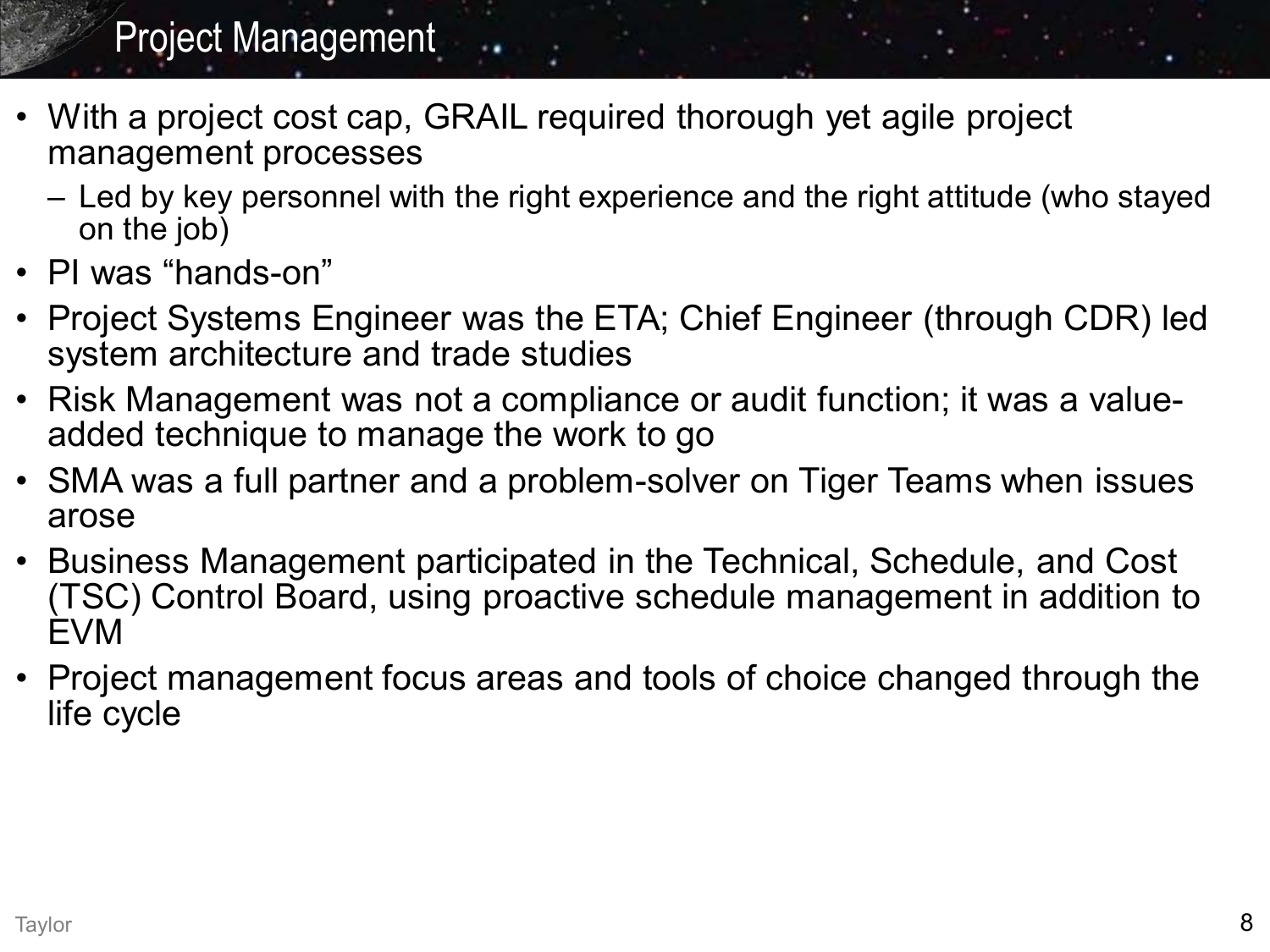# Project Management

- With a project cost cap, GRAIL required thorough yet agile project management processes
  - Led by key personnel with the right experience and the right attitude (who stayed on the job)
- PI was "hands-on"
- Project Systems Engineer was the ETA; Chief Engineer (through CDR) led system architecture and trade studies
- Risk Management was not a compliance or audit function; it was a value-added technique to manage the work to go
- SMA was a full partner and a problem-solver on Tiger Teams when issues arose
- Business Management participated in the Technical, Schedule, and Cost (TSC) Control Board, using proactive schedule management in addition to EVM
- Project management focus areas and tools of choice changed through the life cycle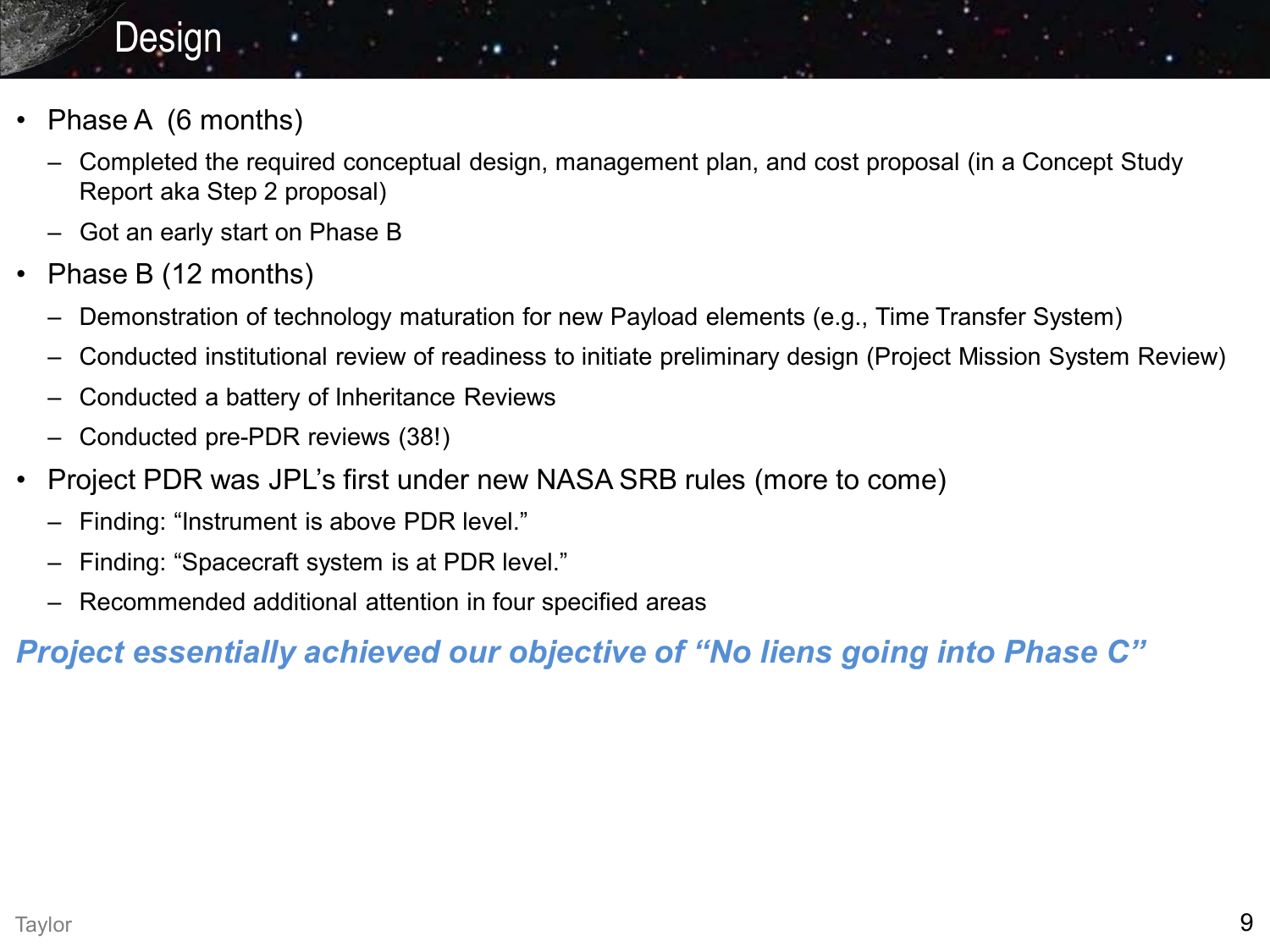# Design

- Phase A (6 months)
  - Completed the required conceptual design, management plan, and cost proposal (in a Concept Study Report aka Step 2 proposal)
  - Got an early start on Phase B
- Phase B (12 months)
  - Demonstration of technology maturation for new Payload elements (e.g., Time Transfer System)
  - Conducted institutional review of readiness to initiate preliminary design (Project Mission System Review)
  - Conducted a battery of Inheritance Reviews
  - Conducted pre-PDR reviews (38!)
- Project PDR was JPL's first under new NASA SRB rules (more to come)
  - Finding: "Instrument is above PDR level."
  - Finding: "Spacecraft system is at PDR level."
  - Recommended additional attention in four specified areas

***Project essentially achieved our objective of "No liens going into Phase C"***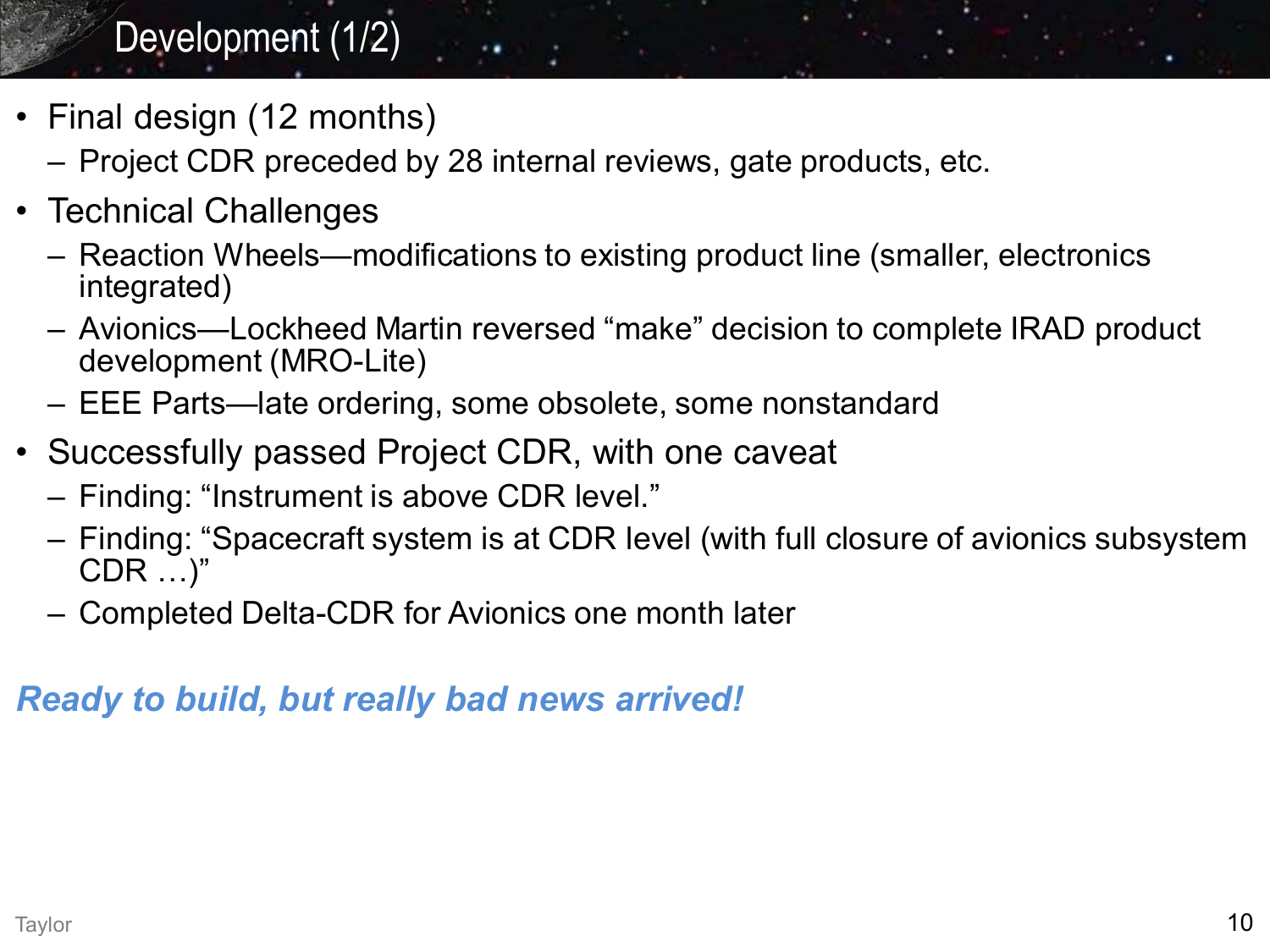# Development (1/2)

- Final design (12 months)
  - Project CDR preceded by 28 internal reviews, gate products, etc.
- Technical Challenges
  - Reaction Wheels—modifications to existing product line (smaller, electronics integrated)
  - Avionics—Lockheed Martin reversed “make” decision to complete IRAD product development (MRO-Lite)
  - EEE Parts—late ordering, some obsolete, some nonstandard
- Successfully passed Project CDR, with one caveat
  - Finding: “Instrument is above CDR level.”
  - Finding: “Spacecraft system is at CDR level (with full closure of avionics subsystem CDR …)”
  - Completed Delta-CDR for Avionics one month later

***Ready to build, but really bad news arrived!***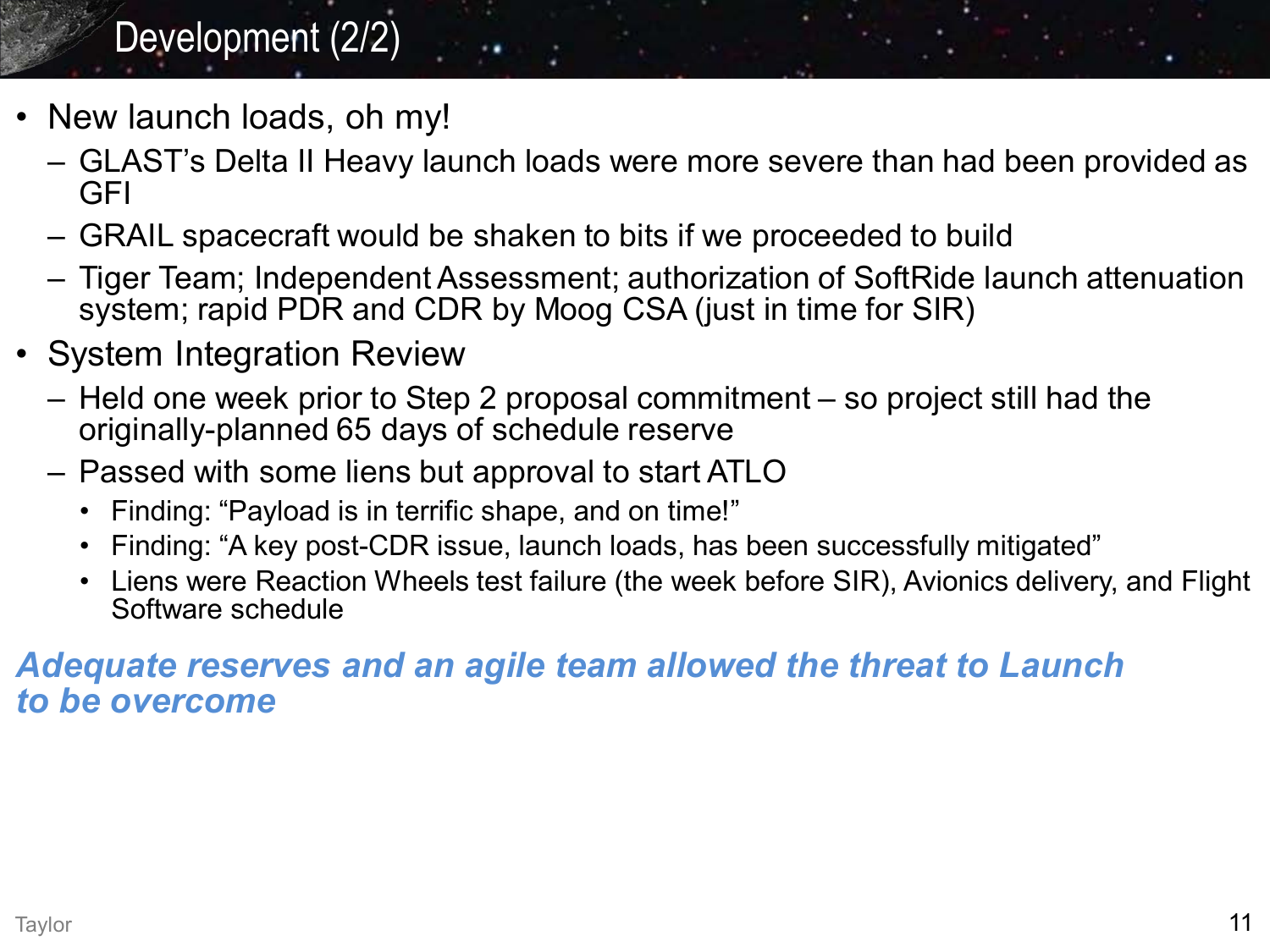# Development (2/2)

- New launch loads, oh my!
  - GLAST's Delta II Heavy launch loads were more severe than had been provided as GFI
  - GRAIL spacecraft would be shaken to bits if we proceeded to build
  - Tiger Team; Independent Assessment; authorization of SoftRide launch attenuation system; rapid PDR and CDR by Moog CSA (just in time for SIR)
- System Integration Review
  - Held one week prior to Step 2 proposal commitment – so project still had the originally-planned 65 days of schedule reserve
  - Passed with some liens but approval to start ATLO
    - Finding: "Payload is in terrific shape, and on time!"
    - Finding: "A key post-CDR issue, launch loads, has been successfully mitigated"
    - Liens were Reaction Wheels test failure (the week before SIR), Avionics delivery, and Flight Software schedule

***Adequate reserves and an agile team allowed the threat to Launch to be overcome***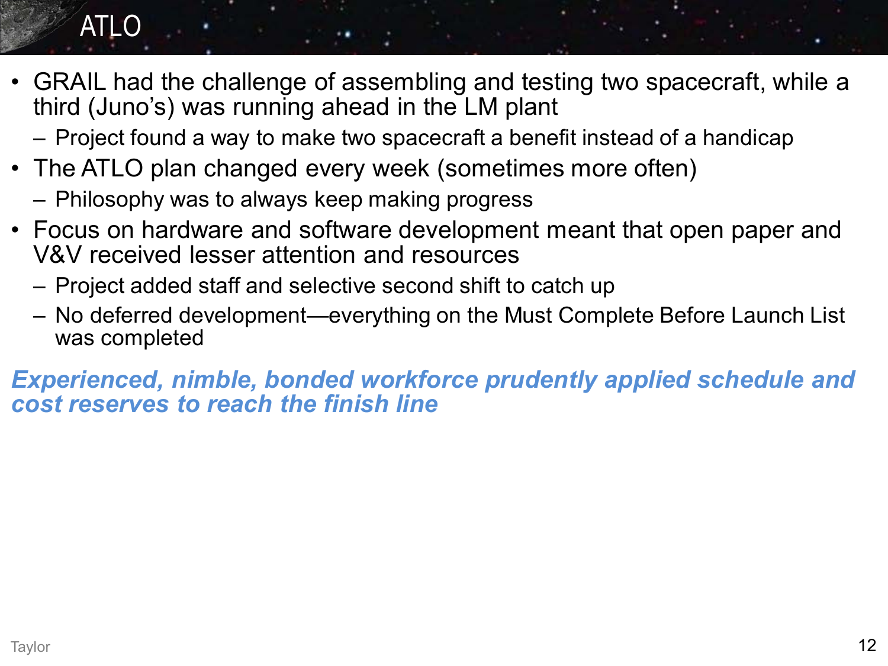# ATLO

- GRAIL had the challenge of assembling and testing two spacecraft, while a third (Juno's) was running ahead in the LM plant
  - Project found a way to make two spacecraft a benefit instead of a handicap
- The ATLO plan changed every week (sometimes more often)
  - Philosophy was to always keep making progress
- Focus on hardware and software development meant that open paper and V&V received lesser attention and resources
  - Project added staff and selective second shift to catch up
  - No deferred development—everything on the Must Complete Before Launch List was completed

***Experienced, nimble, bonded workforce prudently applied schedule and cost reserves to reach the finish line***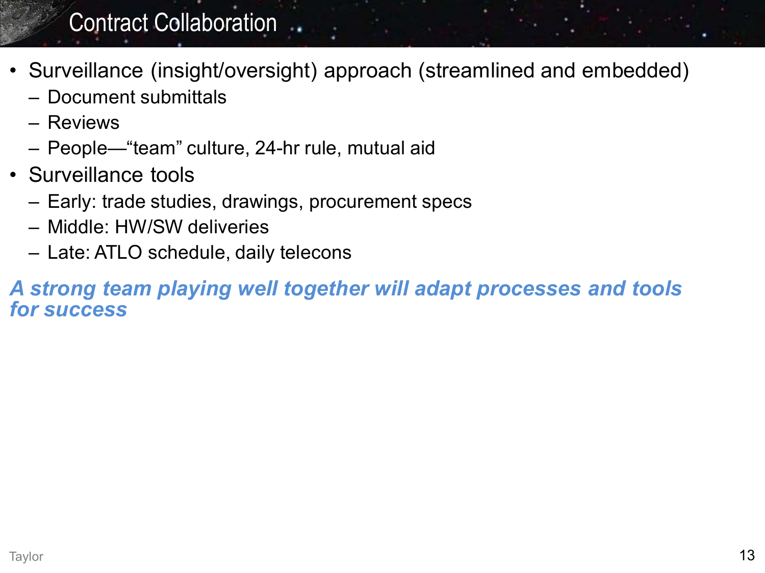# Contract Collaboration

- Surveillance (insight/oversight) approach (streamlined and embedded)
  - Document submittals
  - Reviews
  - People—"team" culture, 24-hr rule, mutual aid
- Surveillance tools
  - Early: trade studies, drawings, procurement specs
  - Middle: HW/SW deliveries
  - Late: ATLO schedule, daily telecons

***A strong team playing well together will adapt processes and tools for success***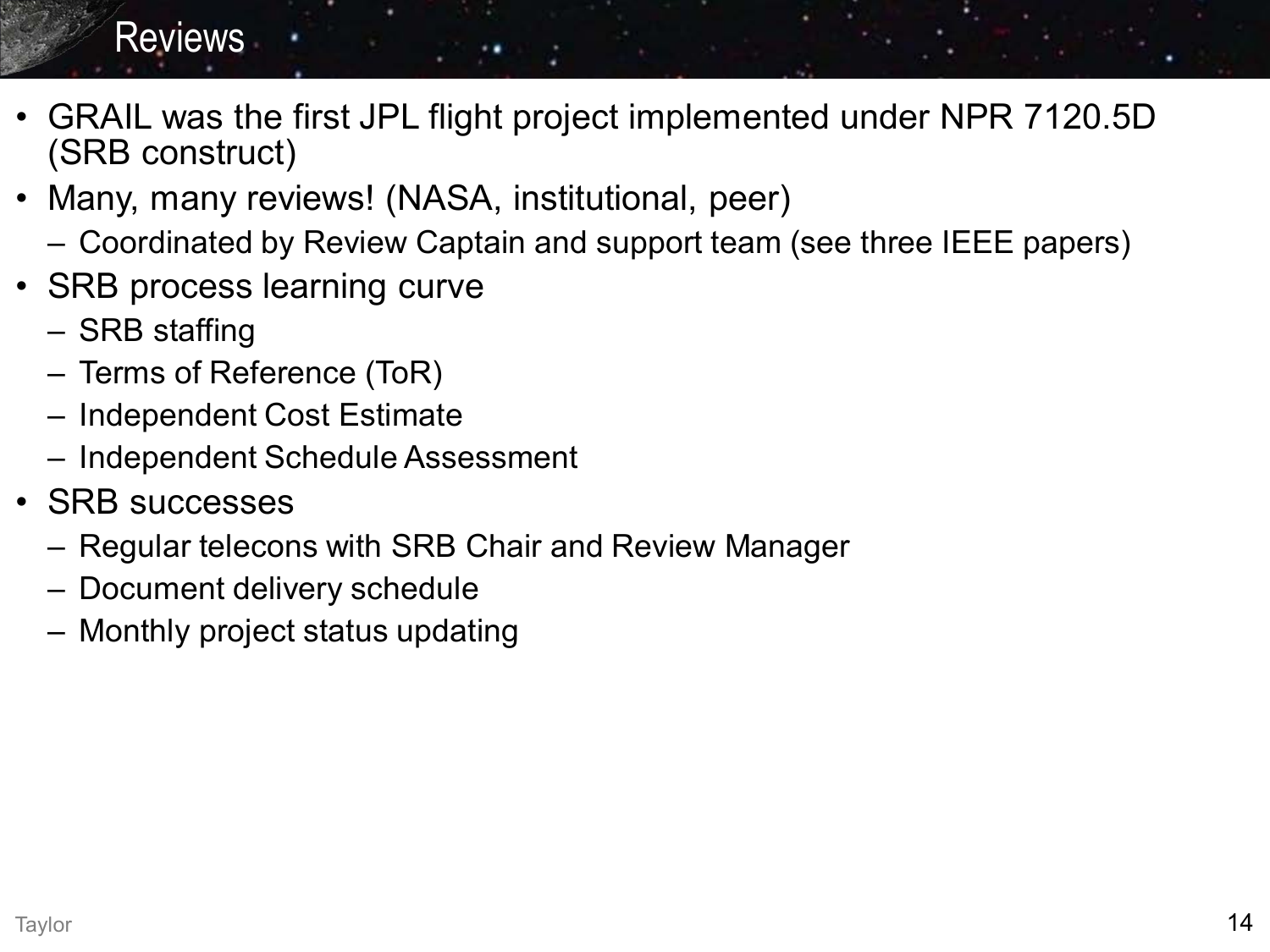# Reviews

- GRAIL was the first JPL flight project implemented under NPR 7120.5D (SRB construct)
- Many, many reviews! (NASA, institutional, peer)
  - Coordinated by Review Captain and support team (see three IEEE papers)
- SRB process learning curve
  - SRB staffing
  - Terms of Reference (ToR)
  - Independent Cost Estimate
  - Independent Schedule Assessment
- SRB successes
  - Regular telecons with SRB Chair and Review Manager
  - Document delivery schedule
  - Monthly project status updating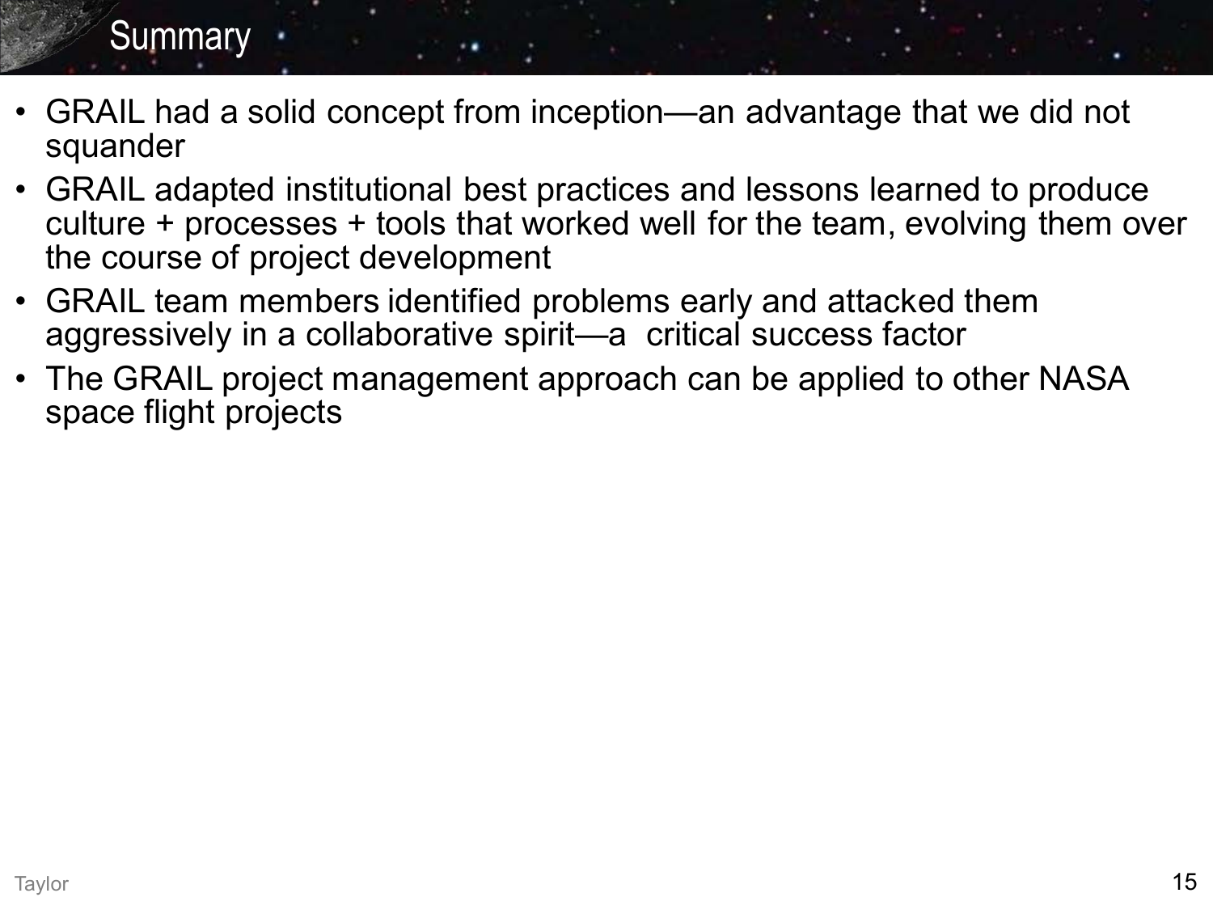# Summary

- GRAIL had a solid concept from inception—an advantage that we did not squander
- GRAIL adapted institutional best practices and lessons learned to produce culture + processes + tools that worked well for the team, evolving them over the course of project development
- GRAIL team members identified problems early and attacked them aggressively in a collaborative spirit—a critical success factor
- The GRAIL project management approach can be applied to other NASA space flight projects